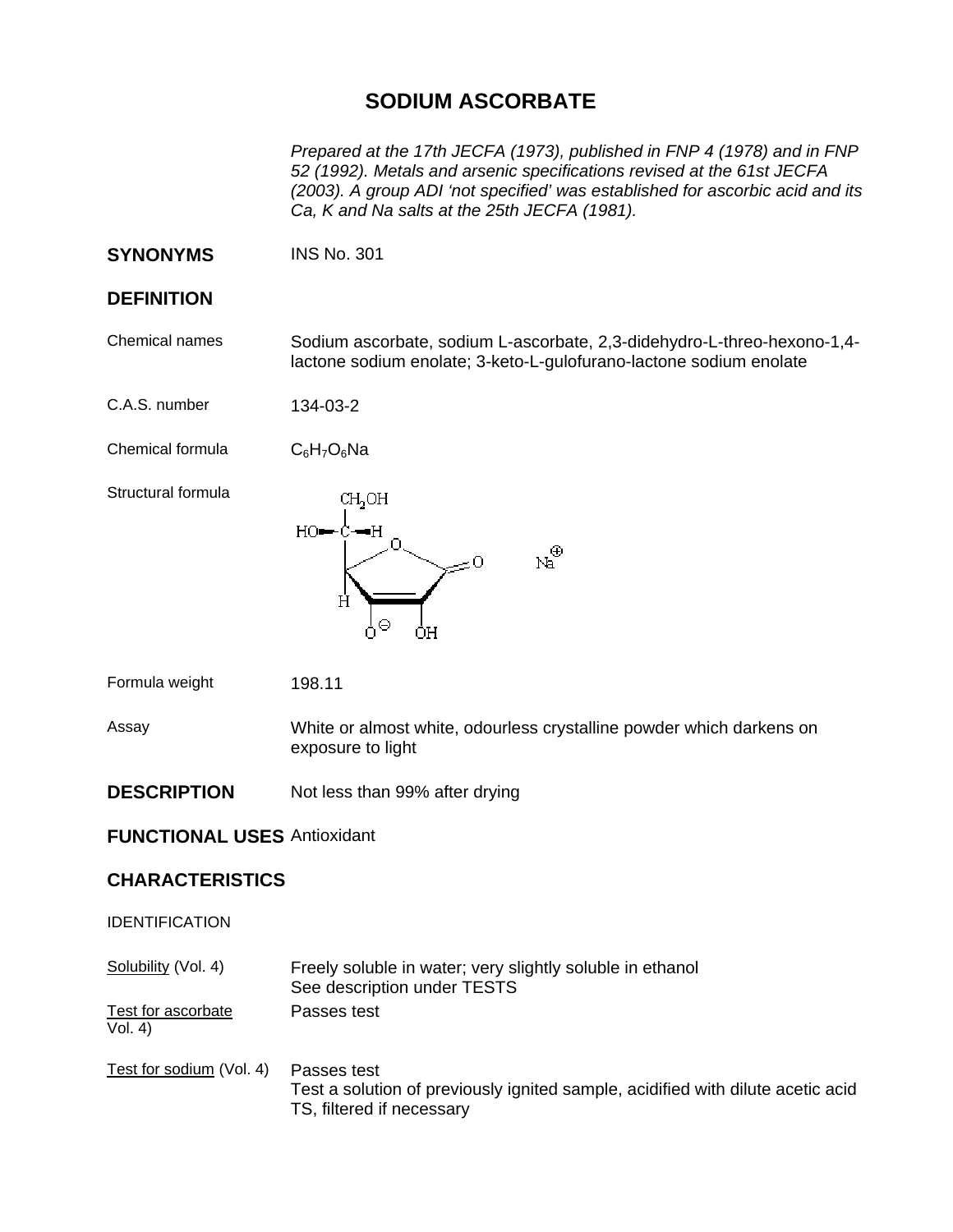# SODIUM ASCORBATE

*Prepared at the 17th JECFA (1973), published in FNP 4 (1978) and in FNP 52 (1992). Metals and arsenic specifications revised at the 61st JECFA (2003). A group ADI 'not specified' was established for ascorbic acid and its Ca, K and Na salts at the 25th JECFA (1981).*

## SYNONYMS

INS No. 301

## DEFINITION

**Chemical names**

Sodium ascorbate, sodium L-ascorbate, 2,3-didehydro-L-threo-hexono-1,4-lactone sodium enolate; 3-keto-L-gulofurano-lactone sodium enolate

**C.A.S. number**

134-03-2

**Chemical formula**

$C_6H_7O_6Na$

**Structural formula**

**Formula weight**

198.11

**Assay**

White or almost white, odourless crystalline powder which darkens on exposure to light

## DESCRIPTION

Not less than 99% after drying

## FUNCTIONAL USES

Antioxidant

## CHARACTERISTICS

### IDENTIFICATION

**Solubility (Vol. 4)**

Freely soluble in water; very slightly soluble in ethanol
See description under TESTS

**Test for ascorbate Vol. 4)**

Passes test

**Test for sodium (Vol. 4)**

Passes test
Test a solution of previously ignited sample, acidified with dilute acetic acid TS, filtered if necessary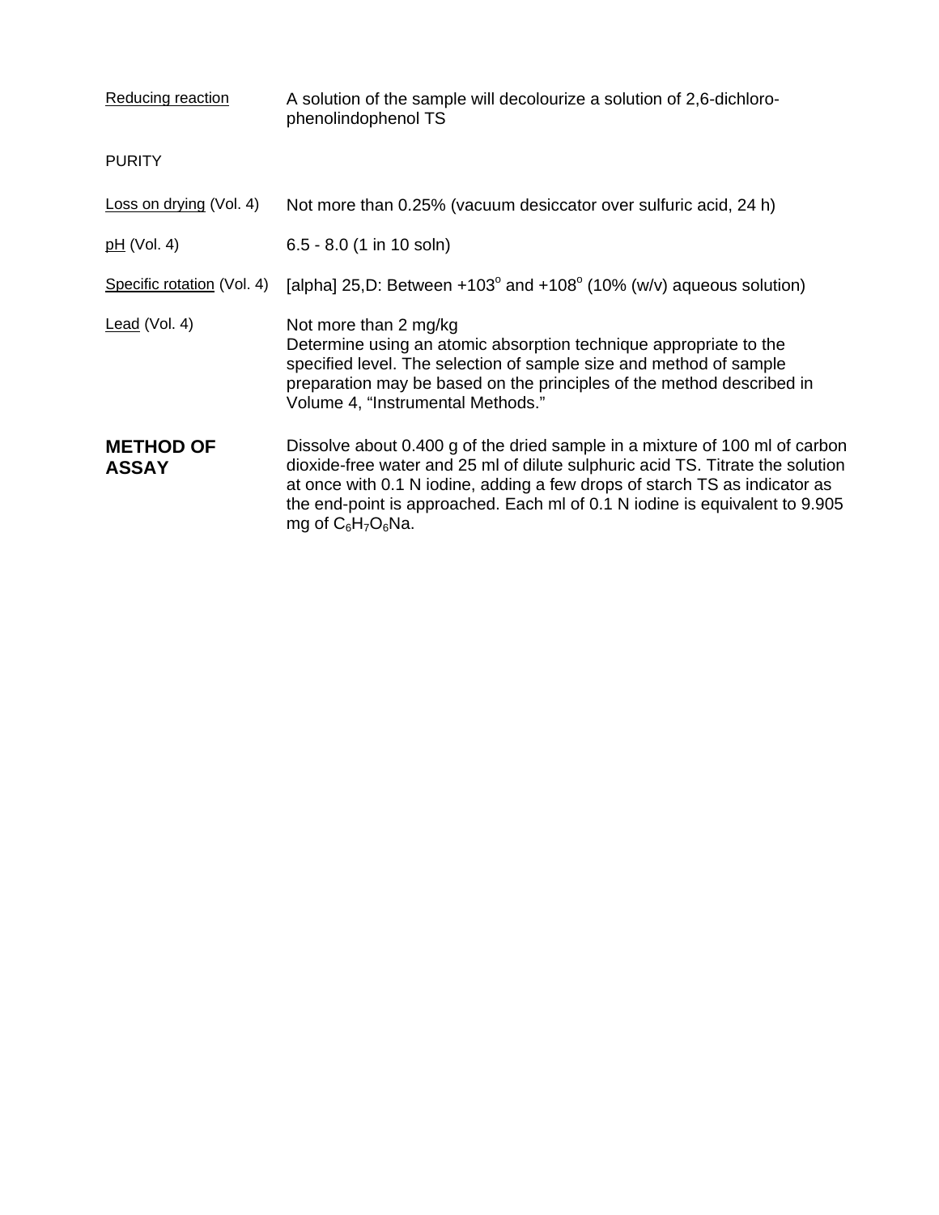Reducing reaction — A solution of the sample will decolourize a solution of 2,6-dichloro-phenolindophenol TS

PURITY

Loss on drying (Vol. 4) — Not more than 0.25% (vacuum desiccator over sulfuric acid, 24 h)

pH (Vol. 4) — 6.5 - 8.0 (1 in 10 soln)

Specific rotation (Vol. 4) — [alpha] 25,D: Between $+103^{o}$ and $+108^{o}$ (10% (w/v) aqueous solution)

Lead (Vol. 4) — Not more than 2 mg/kg
Determine using an atomic absorption technique appropriate to the specified level. The selection of sample size and method of sample preparation may be based on the principles of the method described in Volume 4, "Instrumental Methods."

## METHOD OF ASSAY

Dissolve about 0.400 g of the dried sample in a mixture of 100 ml of carbon dioxide-free water and 25 ml of dilute sulphuric acid TS. Titrate the solution at once with 0.1 N iodine, adding a few drops of starch TS as indicator as the end-point is approached. Each ml of 0.1 N iodine is equivalent to 9.905 mg of $C_6H_7O_6Na$.